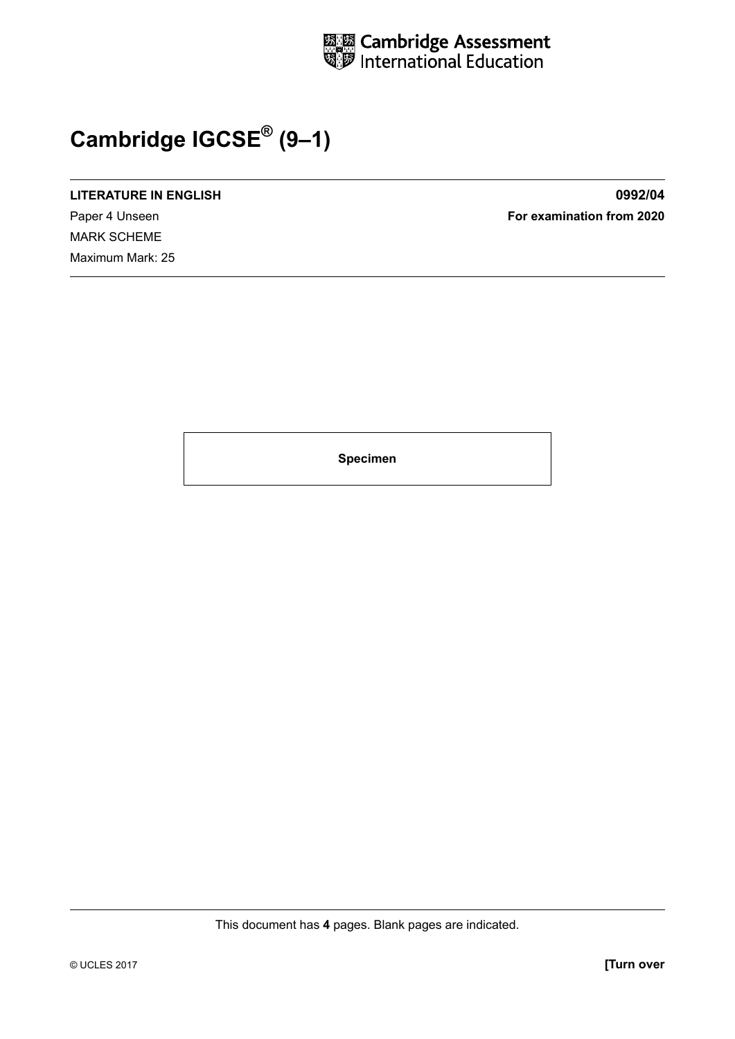Cambridge Assessment International Education

# Cambridge IGCSE® (9–1)

**LITERATURE IN ENGLISH** **0992/04**

Paper 4 Unseen **For examination from 2020**

MARK SCHEME

Maximum Mark: 25

**Specimen**

This document has **4** pages. Blank pages are indicated.

© UCLES 2017 **[Turn over**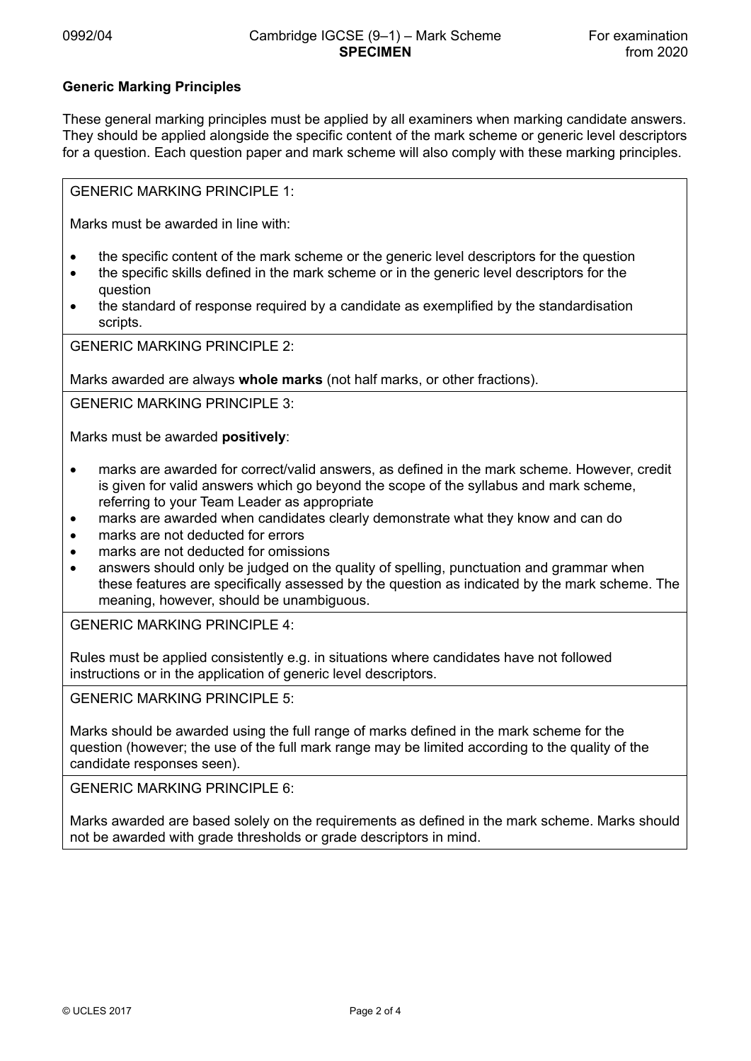**Generic Marking Principles**

These general marking principles must be applied by all examiners when marking candidate answers. They should be applied alongside the specific content of the mark scheme or generic level descriptors for a question. Each question paper and mark scheme will also comply with these marking principles.

GENERIC MARKING PRINCIPLE 1:

Marks must be awarded in line with:

- the specific content of the mark scheme or the generic level descriptors for the question
- the specific skills defined in the mark scheme or in the generic level descriptors for the question
- the standard of response required by a candidate as exemplified by the standardisation scripts.

GENERIC MARKING PRINCIPLE 2:

Marks awarded are always **whole marks** (not half marks, or other fractions).

GENERIC MARKING PRINCIPLE 3:

Marks must be awarded **positively**:

- marks are awarded for correct/valid answers, as defined in the mark scheme. However, credit is given for valid answers which go beyond the scope of the syllabus and mark scheme, referring to your Team Leader as appropriate
- marks are awarded when candidates clearly demonstrate what they know and can do
- marks are not deducted for errors
- marks are not deducted for omissions
- answers should only be judged on the quality of spelling, punctuation and grammar when these features are specifically assessed by the question as indicated by the mark scheme. The meaning, however, should be unambiguous.

GENERIC MARKING PRINCIPLE 4:

Rules must be applied consistently e.g. in situations where candidates have not followed instructions or in the application of generic level descriptors.

GENERIC MARKING PRINCIPLE 5:

Marks should be awarded using the full range of marks defined in the mark scheme for the question (however; the use of the full mark range may be limited according to the quality of the candidate responses seen).

GENERIC MARKING PRINCIPLE 6:

Marks awarded are based solely on the requirements as defined in the mark scheme. Marks should not be awarded with grade thresholds or grade descriptors in mind.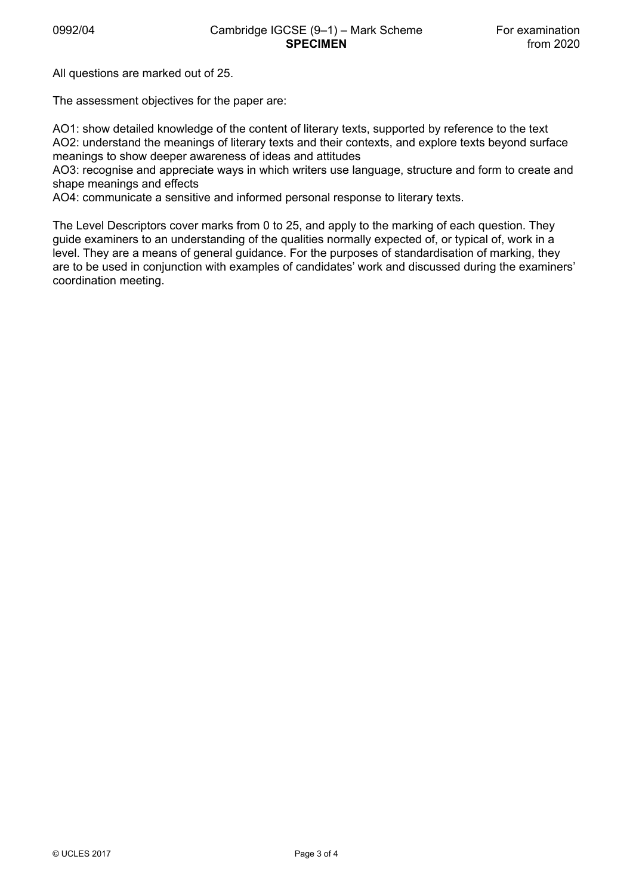All questions are marked out of 25.

The assessment objectives for the paper are:

AO1: show detailed knowledge of the content of literary texts, supported by reference to the text
AO2: understand the meanings of literary texts and their contexts, and explore texts beyond surface meanings to show deeper awareness of ideas and attitudes
AO3: recognise and appreciate ways in which writers use language, structure and form to create and shape meanings and effects
AO4: communicate a sensitive and informed personal response to literary texts.

The Level Descriptors cover marks from 0 to 25, and apply to the marking of each question. They guide examiners to an understanding of the qualities normally expected of, or typical of, work in a level. They are a means of general guidance. For the purposes of standardisation of marking, they are to be used in conjunction with examples of candidates' work and discussed during the examiners' coordination meeting.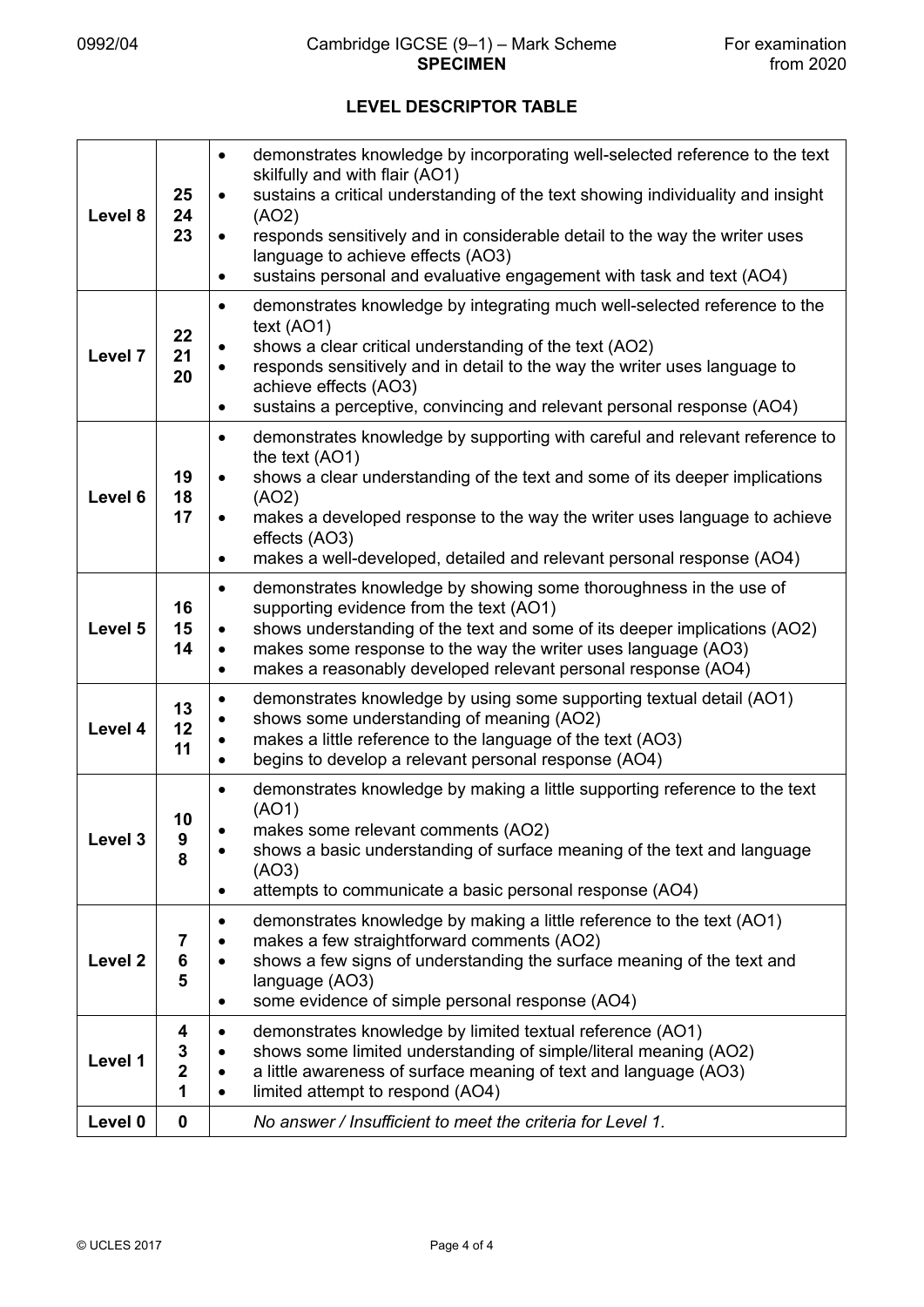## LEVEL DESCRIPTOR TABLE

| | | |
|---|---|---|
| **Level 8** | **25**<br>**24**<br>**23** | • demonstrates knowledge by incorporating well-selected reference to the text skilfully and with flair (AO1)<br>• sustains a critical understanding of the text showing individuality and insight (AO2)<br>• responds sensitively and in considerable detail to the way the writer uses language to achieve effects (AO3)<br>• sustains personal and evaluative engagement with task and text (AO4) |
| **Level 7** | **22**<br>**21**<br>**20** | • demonstrates knowledge by integrating much well-selected reference to the text (AO1)<br>• shows a clear critical understanding of the text (AO2)<br>• responds sensitively and in detail to the way the writer uses language to achieve effects (AO3)<br>• sustains a perceptive, convincing and relevant personal response (AO4) |
| **Level 6** | **19**<br>**18**<br>**17** | • demonstrates knowledge by supporting with careful and relevant reference to the text (AO1)<br>• shows a clear understanding of the text and some of its deeper implications (AO2)<br>• makes a developed response to the way the writer uses language to achieve effects (AO3)<br>• makes a well-developed, detailed and relevant personal response (AO4) |
| **Level 5** | **16**<br>**15**<br>**14** | • demonstrates knowledge by showing some thoroughness in the use of supporting evidence from the text (AO1)<br>• shows understanding of the text and some of its deeper implications (AO2)<br>• makes some response to the way the writer uses language (AO3)<br>• makes a reasonably developed relevant personal response (AO4) |
| **Level 4** | **13**<br>**12**<br>**11** | • demonstrates knowledge by using some supporting textual detail (AO1)<br>• shows some understanding of meaning (AO2)<br>• makes a little reference to the language of the text (AO3)<br>• begins to develop a relevant personal response (AO4) |
| **Level 3** | **10**<br>**9**<br>**8** | • demonstrates knowledge by making a little supporting reference to the text (AO1)<br>• makes some relevant comments (AO2)<br>• shows a basic understanding of surface meaning of the text and language (AO3)<br>• attempts to communicate a basic personal response (AO4) |
| **Level 2** | **7**<br>**6**<br>**5** | • demonstrates knowledge by making a little reference to the text (AO1)<br>• makes a few straightforward comments (AO2)<br>• shows a few signs of understanding the surface meaning of the text and language (AO3)<br>• some evidence of simple personal response (AO4) |
| **Level 1** | **4**<br>**3**<br>**2**<br>**1** | • demonstrates knowledge by limited textual reference (AO1)<br>• shows some limited understanding of simple/literal meaning (AO2)<br>• a little awareness of surface meaning of text and language (AO3)<br>• limited attempt to respond (AO4) |
| **Level 0** | **0** | *No answer / Insufficient to meet the criteria for Level 1.* |